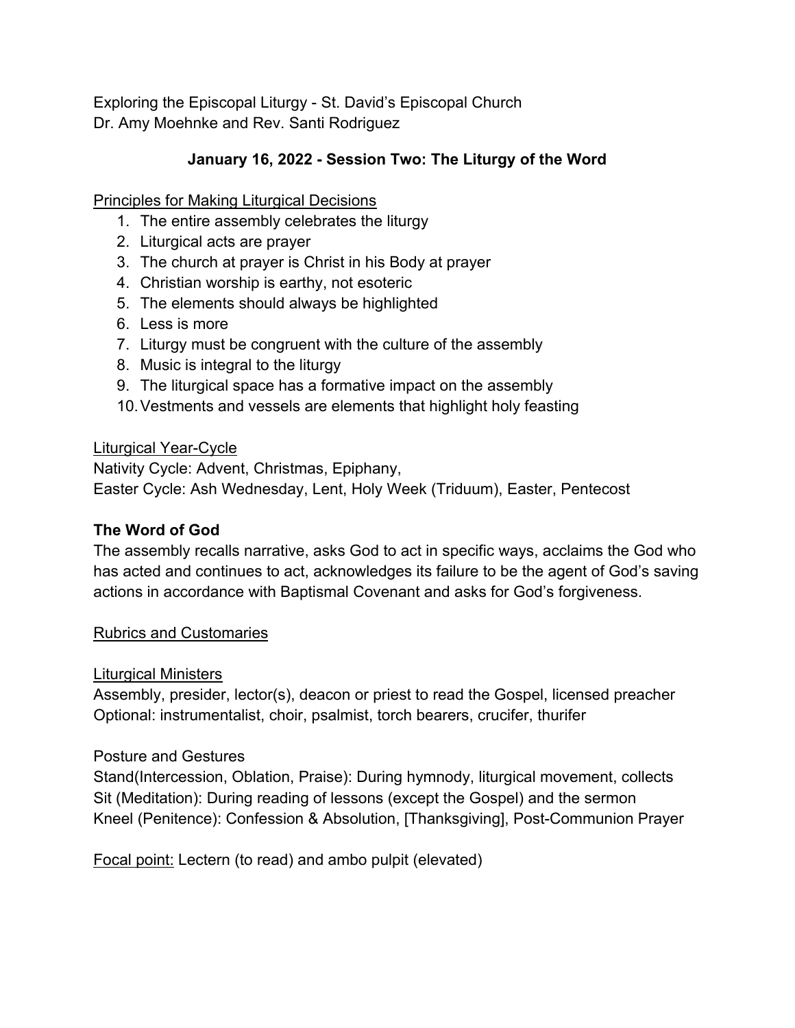Exploring the Episcopal Liturgy - St. David's Episcopal Church
Dr. Amy Moehnke and Rev. Santi Rodriguez

## January 16, 2022 - Session Two: The Liturgy of the Word

<u>Principles for Making Liturgical Decisions</u>

1. The entire assembly celebrates the liturgy
2. Liturgical acts are prayer
3. The church at prayer is Christ in his Body at prayer
4. Christian worship is earthy, not esoteric
5. The elements should always be highlighted
6. Less is more
7. Liturgy must be congruent with the culture of the assembly
8. Music is integral to the liturgy
9. The liturgical space has a formative impact on the assembly
10. Vestments and vessels are elements that highlight holy feasting

<u>Liturgical Year-Cycle</u>

Nativity Cycle: Advent, Christmas, Epiphany,
Easter Cycle: Ash Wednesday, Lent, Holy Week (Triduum), Easter, Pentecost

### The Word of God

The assembly recalls narrative, asks God to act in specific ways, acclaims the God who has acted and continues to act, acknowledges its failure to be the agent of God's saving actions in accordance with Baptismal Covenant and asks for God's forgiveness.

<u>Rubrics and Customaries</u>

<u>Liturgical Ministers</u>

Assembly, presider, lector(s), deacon or priest to read the Gospel, licensed preacher
Optional: instrumentalist, choir, psalmist, torch bearers, crucifer, thurifer

Posture and Gestures

Stand(Intercession, Oblation, Praise): During hymnody, liturgical movement, collects
Sit (Meditation): During reading of lessons (except the Gospel) and the sermon
Kneel (Penitence): Confession & Absolution, [Thanksgiving], Post-Communion Prayer

<u>Focal point:</u> Lectern (to read) and ambo pulpit (elevated)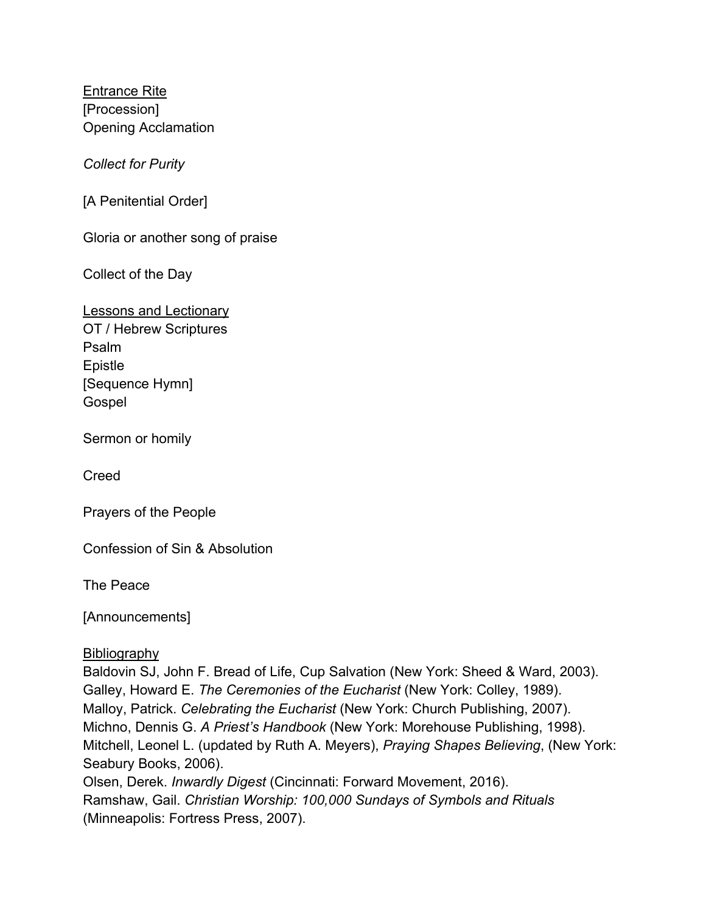<u>Entrance Rite</u>
[Procession]
Opening Acclamation

*Collect for Purity*

[A Penitential Order]

Gloria or another song of praise

Collect of the Day

<u>Lessons and Lectionary</u>
OT / Hebrew Scriptures
Psalm
Epistle
[Sequence Hymn]
Gospel

Sermon or homily

Creed

Prayers of the People

Confession of Sin & Absolution

The Peace

[Announcements]

<u>Bibliography</u>
Baldovin SJ, John F. Bread of Life, Cup Salvation (New York: Sheed & Ward, 2003).
Galley, Howard E. *The Ceremonies of the Eucharist* (New York: Colley, 1989).
Malloy, Patrick. *Celebrating the Eucharist* (New York: Church Publishing, 2007).
Michno, Dennis G. *A Priest's Handbook* (New York: Morehouse Publishing, 1998).
Mitchell, Leonel L. (updated by Ruth A. Meyers), *Praying Shapes Believing*, (New York: Seabury Books, 2006).
Olsen, Derek. *Inwardly Digest* (Cincinnati: Forward Movement, 2016).
Ramshaw, Gail. *Christian Worship: 100,000 Sundays of Symbols and Rituals* (Minneapolis: Fortress Press, 2007).